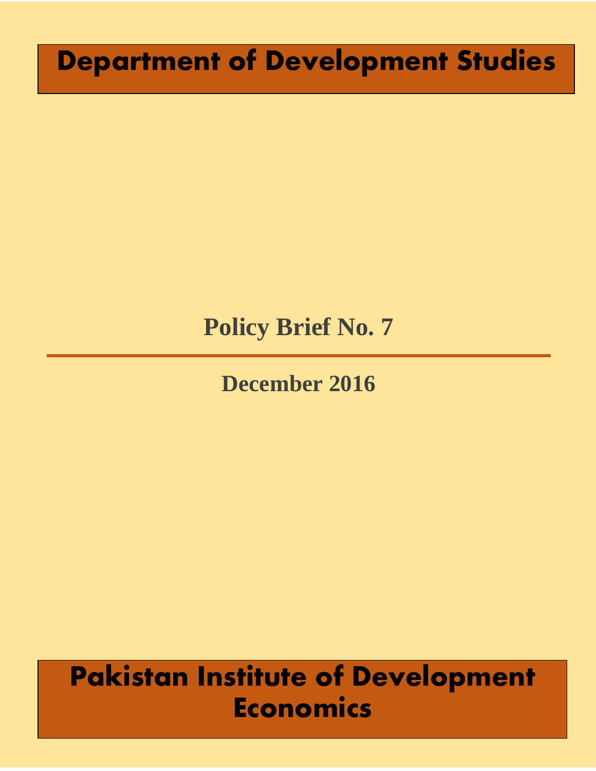# Department of Development Studies

## Policy Brief No. 7

---

**December 2016**

# Pakistan Institute of Development Economics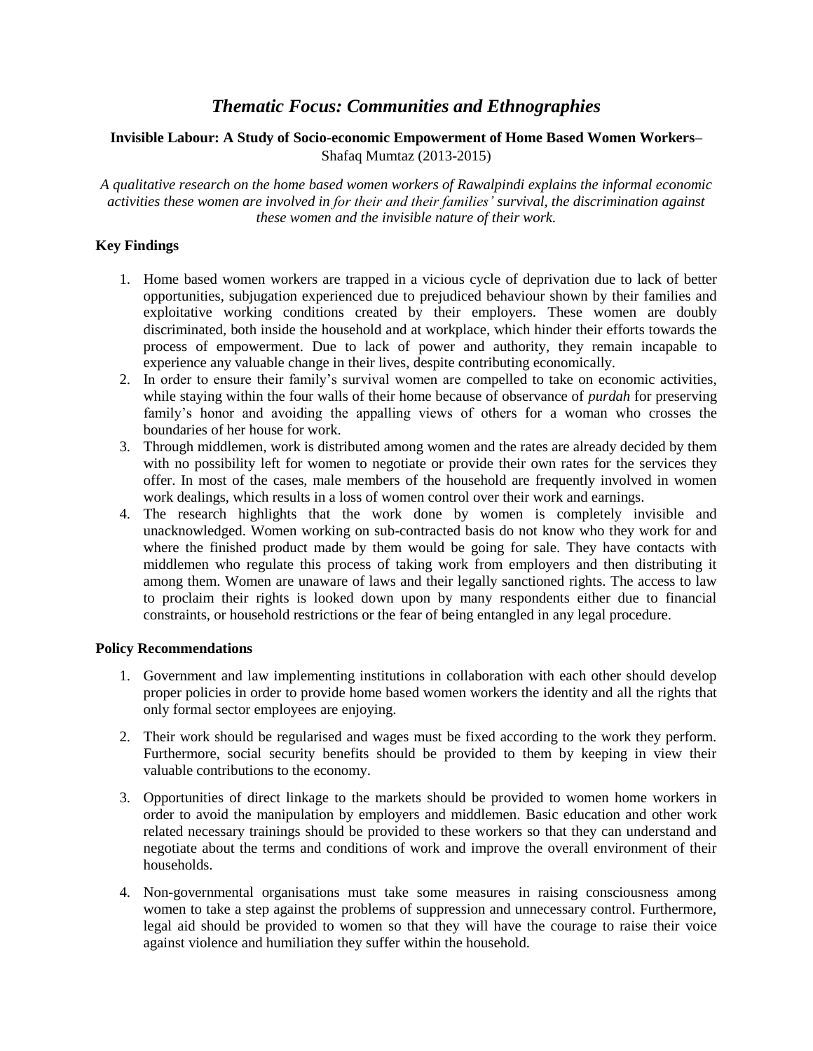# *Thematic Focus: Communities and Ethnographies*

**Invisible Labour: A Study of Socio-economic Empowerment of Home Based Women Workers–** Shafaq Mumtaz (2013-2015)

*A qualitative research on the home based women workers of Rawalpindi explains the informal economic activities these women are involved in for their and their families' survival, the discrimination against these women and the invisible nature of their work.*

### Key Findings

1. Home based women workers are trapped in a vicious cycle of deprivation due to lack of better opportunities, subjugation experienced due to prejudiced behaviour shown by their families and exploitative working conditions created by their employers. These women are doubly discriminated, both inside the household and at workplace, which hinder their efforts towards the process of empowerment. Due to lack of power and authority, they remain incapable to experience any valuable change in their lives, despite contributing economically.
2. In order to ensure their family's survival women are compelled to take on economic activities, while staying within the four walls of their home because of observance of *purdah* for preserving family's honor and avoiding the appalling views of others for a woman who crosses the boundaries of her house for work.
3. Through middlemen, work is distributed among women and the rates are already decided by them with no possibility left for women to negotiate or provide their own rates for the services they offer. In most of the cases, male members of the household are frequently involved in women work dealings, which results in a loss of women control over their work and earnings.
4. The research highlights that the work done by women is completely invisible and unacknowledged. Women working on sub-contracted basis do not know who they work for and where the finished product made by them would be going for sale. They have contacts with middlemen who regulate this process of taking work from employers and then distributing it among them. Women are unaware of laws and their legally sanctioned rights. The access to law to proclaim their rights is looked down upon by many respondents either due to financial constraints, or household restrictions or the fear of being entangled in any legal procedure.

### Policy Recommendations

1. Government and law implementing institutions in collaboration with each other should develop proper policies in order to provide home based women workers the identity and all the rights that only formal sector employees are enjoying.
2. Their work should be regularised and wages must be fixed according to the work they perform. Furthermore, social security benefits should be provided to them by keeping in view their valuable contributions to the economy.
3. Opportunities of direct linkage to the markets should be provided to women home workers in order to avoid the manipulation by employers and middlemen. Basic education and other work related necessary trainings should be provided to these workers so that they can understand and negotiate about the terms and conditions of work and improve the overall environment of their households.
4. Non-governmental organisations must take some measures in raising consciousness among women to take a step against the problems of suppression and unnecessary control. Furthermore, legal aid should be provided to women so that they will have the courage to raise their voice against violence and humiliation they suffer within the household.